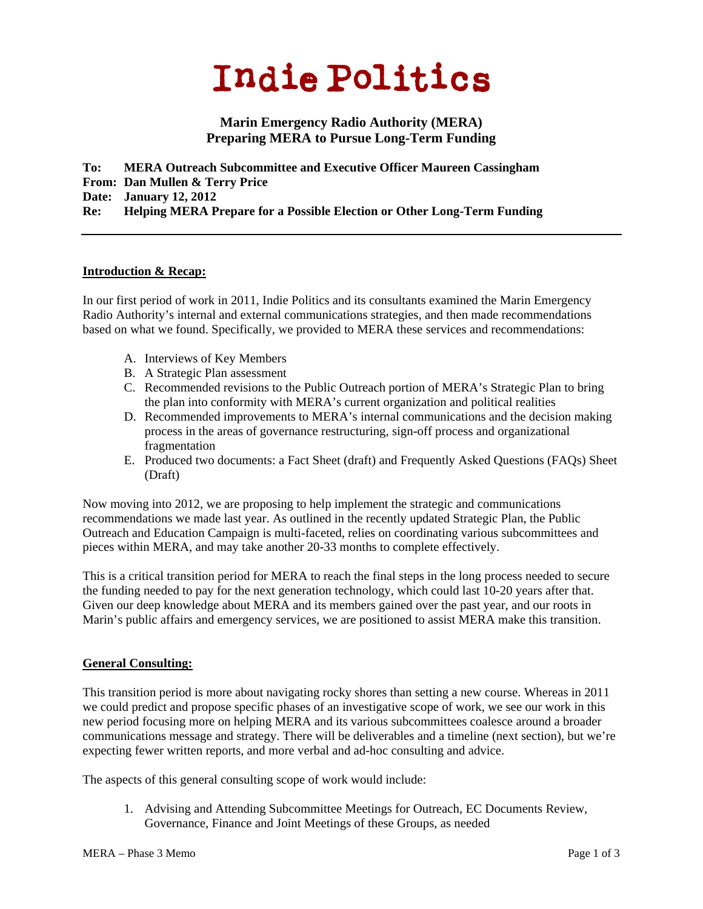# Indie Politics

## Marin Emergency Radio Authority (MERA)
## Preparing MERA to Pursue Long-Term Funding

**To:** **MERA Outreach Subcommittee and Executive Officer Maureen Cassingham**
**From:** **Dan Mullen & Terry Price**
**Date:** **January 12, 2012**
**Re:** **Helping MERA Prepare for a Possible Election or Other Long-Term Funding**

---

**Introduction & Recap:**

In our first period of work in 2011, Indie Politics and its consultants examined the Marin Emergency Radio Authority's internal and external communications strategies, and then made recommendations based on what we found. Specifically, we provided to MERA these services and recommendations:

A. Interviews of Key Members
B. A Strategic Plan assessment
C. Recommended revisions to the Public Outreach portion of MERA's Strategic Plan to bring the plan into conformity with MERA's current organization and political realities
D. Recommended improvements to MERA's internal communications and the decision making process in the areas of governance restructuring, sign-off process and organizational fragmentation
E. Produced two documents: a Fact Sheet (draft) and Frequently Asked Questions (FAQs) Sheet (Draft)

Now moving into 2012, we are proposing to help implement the strategic and communications recommendations we made last year. As outlined in the recently updated Strategic Plan, the Public Outreach and Education Campaign is multi-faceted, relies on coordinating various subcommittees and pieces within MERA, and may take another 20-33 months to complete effectively.

This is a critical transition period for MERA to reach the final steps in the long process needed to secure the funding needed to pay for the next generation technology, which could last 10-20 years after that. Given our deep knowledge about MERA and its members gained over the past year, and our roots in Marin's public affairs and emergency services, we are positioned to assist MERA make this transition.

**General Consulting:**

This transition period is more about navigating rocky shores than setting a new course. Whereas in 2011 we could predict and propose specific phases of an investigative scope of work, we see our work in this new period focusing more on helping MERA and its various subcommittees coalesce around a broader communications message and strategy. There will be deliverables and a timeline (next section), but we're expecting fewer written reports, and more verbal and ad-hoc consulting and advice.

The aspects of this general consulting scope of work would include:

1. Advising and Attending Subcommittee Meetings for Outreach, EC Documents Review, Governance, Finance and Joint Meetings of these Groups, as needed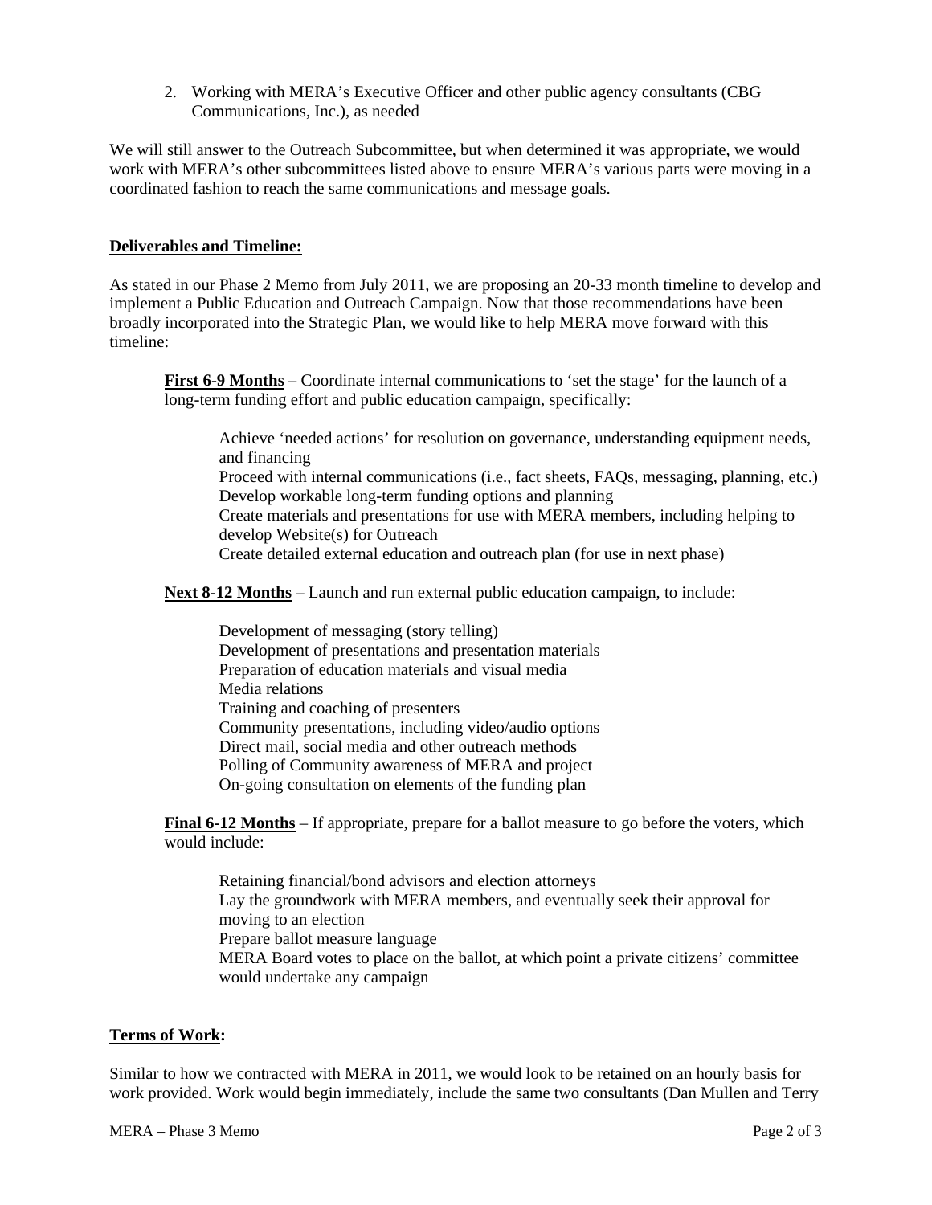2. Working with MERA's Executive Officer and other public agency consultants (CBG Communications, Inc.), as needed

We will still answer to the Outreach Subcommittee, but when determined it was appropriate, we would work with MERA's other subcommittees listed above to ensure MERA's various parts were moving in a coordinated fashion to reach the same communications and message goals.

**Deliverables and Timeline:**

As stated in our Phase 2 Memo from July 2011, we are proposing an 20-33 month timeline to develop and implement a Public Education and Outreach Campaign. Now that those recommendations have been broadly incorporated into the Strategic Plan, we would like to help MERA move forward with this timeline:

**First 6-9 Months** – Coordinate internal communications to 'set the stage' for the launch of a long-term funding effort and public education campaign, specifically:

Achieve 'needed actions' for resolution on governance, understanding equipment needs, and financing
Proceed with internal communications (i.e., fact sheets, FAQs, messaging, planning, etc.)
Develop workable long-term funding options and planning
Create materials and presentations for use with MERA members, including helping to develop Website(s) for Outreach
Create detailed external education and outreach plan (for use in next phase)

**Next 8-12 Months** – Launch and run external public education campaign, to include:

Development of messaging (story telling)
Development of presentations and presentation materials
Preparation of education materials and visual media
Media relations
Training and coaching of presenters
Community presentations, including video/audio options
Direct mail, social media and other outreach methods
Polling of Community awareness of MERA and project
On-going consultation on elements of the funding plan

**Final 6-12 Months** – If appropriate, prepare for a ballot measure to go before the voters, which would include:

Retaining financial/bond advisors and election attorneys
Lay the groundwork with MERA members, and eventually seek their approval for moving to an election
Prepare ballot measure language
MERA Board votes to place on the ballot, at which point a private citizens' committee would undertake any campaign

**Terms of Work:**

Similar to how we contracted with MERA in 2011, we would look to be retained on an hourly basis for work provided. Work would begin immediately, include the same two consultants (Dan Mullen and Terry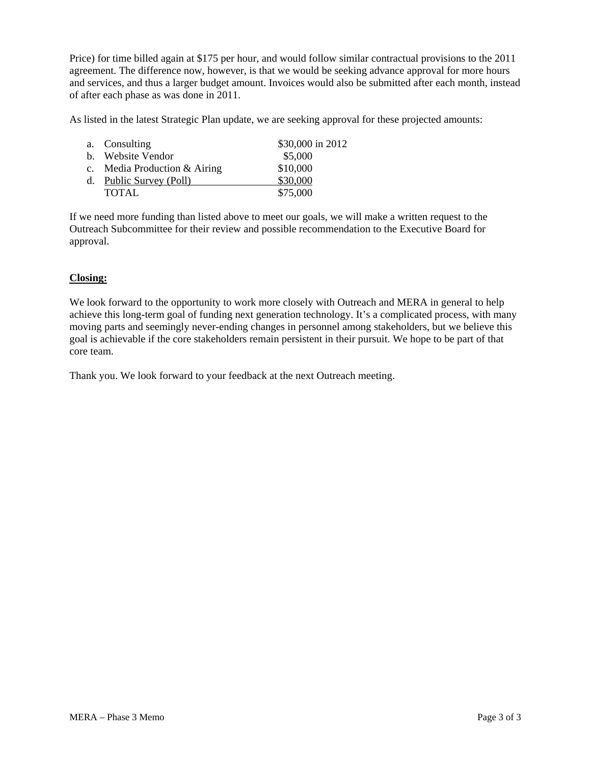Price) for time billed again at $175 per hour, and would follow similar contractual provisions to the 2011 agreement. The difference now, however, is that we would be seeking advance approval for more hours and services, and thus a larger budget amount. Invoices would also be submitted after each month, instead of after each phase as was done in 2011.

As listed in the latest Strategic Plan update, we are seeking approval for these projected amounts:

| | | |
|---|---|---|
| a. | Consulting | $30,000 in 2012 |
| b. | Website Vendor | $5,000 |
| c. | Media Production & Airing | $10,000 |
| d. | Public Survey (Poll) | $30,000 |
| | TOTAL | $75,000 |

If we need more funding than listed above to meet our goals, we will make a written request to the Outreach Subcommittee for their review and possible recommendation to the Executive Board for approval.

**Closing:**

We look forward to the opportunity to work more closely with Outreach and MERA in general to help achieve this long-term goal of funding next generation technology. It's a complicated process, with many moving parts and seemingly never-ending changes in personnel among stakeholders, but we believe this goal is achievable if the core stakeholders remain persistent in their pursuit. We hope to be part of that core team.

Thank you. We look forward to your feedback at the next Outreach meeting.